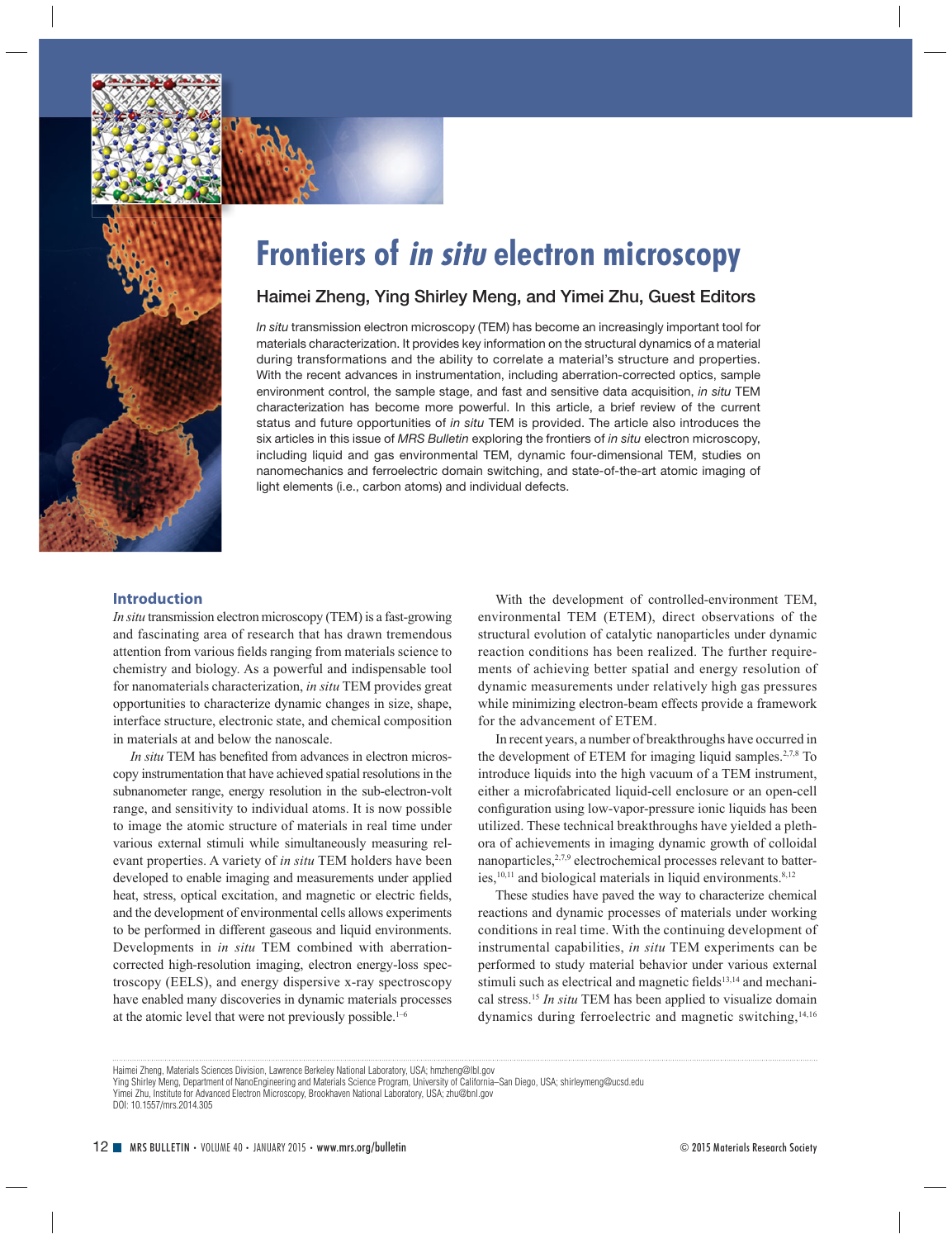# Frontiers of *in situ* electron microscopy

## Haimei Zheng, Ying Shirley Meng, and Yimei Zhu, Guest Editors

*In situ* transmission electron microscopy (TEM) has become an increasingly important tool for materials characterization. It provides key information on the structural dynamics of a material during transformations and the ability to correlate a material's structure and properties. With the recent advances in instrumentation, including aberration-corrected optics, sample environment control, the sample stage, and fast and sensitive data acquisition, *in situ* TEM characterization has become more powerful. In this article, a brief review of the current status and future opportunities of *in situ* TEM is provided. The article also introduces the six articles in this issue of *MRS Bulletin* exploring the frontiers of *in situ* electron microscopy, including liquid and gas environmental TEM, dynamic four-dimensional TEM, studies on nanomechanics and ferroelectric domain switching, and state-of-the-art atomic imaging of light elements (i.e., carbon atoms) and individual defects.

## Introduction

*In situ* transmission electron microscopy (TEM) is a fast-growing and fascinating area of research that has drawn tremendous attention from various fields ranging from materials science to chemistry and biology. As a powerful and indispensable tool for nanomaterials characterization, *in situ* TEM provides great opportunities to characterize dynamic changes in size, shape, interface structure, electronic state, and chemical composition in materials at and below the nanoscale.

*In situ* TEM has benefited from advances in electron microscopy instrumentation that have achieved spatial resolutions in the subnanometer range, energy resolution in the sub-electron-volt range, and sensitivity to individual atoms. It is now possible to image the atomic structure of materials in real time under various external stimuli while simultaneously measuring relevant properties. A variety of *in situ* TEM holders have been developed to enable imaging and measurements under applied heat, stress, optical excitation, and magnetic or electric fields, and the development of environmental cells allows experiments to be performed in different gaseous and liquid environments. Developments in *in situ* TEM combined with aberration-corrected high-resolution imaging, electron energy-loss spectroscopy (EELS), and energy dispersive x-ray spectroscopy have enabled many discoveries in dynamic materials processes at the atomic level that were not previously possible.[1–6]

With the development of controlled-environment TEM, environmental TEM (ETEM), direct observations of the structural evolution of catalytic nanoparticles under dynamic reaction conditions has been realized. The further requirements of achieving better spatial and energy resolution of dynamic measurements under relatively high gas pressures while minimizing electron-beam effects provide a framework for the advancement of ETEM.

In recent years, a number of breakthroughs have occurred in the development of ETEM for imaging liquid samples.[2,7,8] To introduce liquids into the high vacuum of a TEM instrument, either a microfabricated liquid-cell enclosure or an open-cell configuration using low-vapor-pressure ionic liquids has been utilized. These technical breakthroughs have yielded a plethora of achievements in imaging dynamic growth of colloidal nanoparticles,[2,7,9] electrochemical processes relevant to batteries,[10,11] and biological materials in liquid environments.[8,12]

These studies have paved the way to characterize chemical reactions and dynamic processes of materials under working conditions in real time. With the continuing development of instrumental capabilities, *in situ* TEM experiments can be performed to study material behavior under various external stimuli such as electrical and magnetic fields[13,14] and mechanical stress.[15] *In situ* TEM has been applied to visualize domain dynamics during ferroelectric and magnetic switching,[14,16]

---

Haimei Zheng, Materials Sciences Division, Lawrence Berkeley National Laboratory, USA; hmzheng@lbl.gov
Ying Shirley Meng, Department of NanoEngineering and Materials Science Program, University of California–San Diego, USA; shirleymeng@ucsd.edu
Yimei Zhu, Institute for Advanced Electron Microscopy, Brookhaven National Laboratory, USA; zhu@bnl.gov
DOI: 10.1557/mrs.2014.305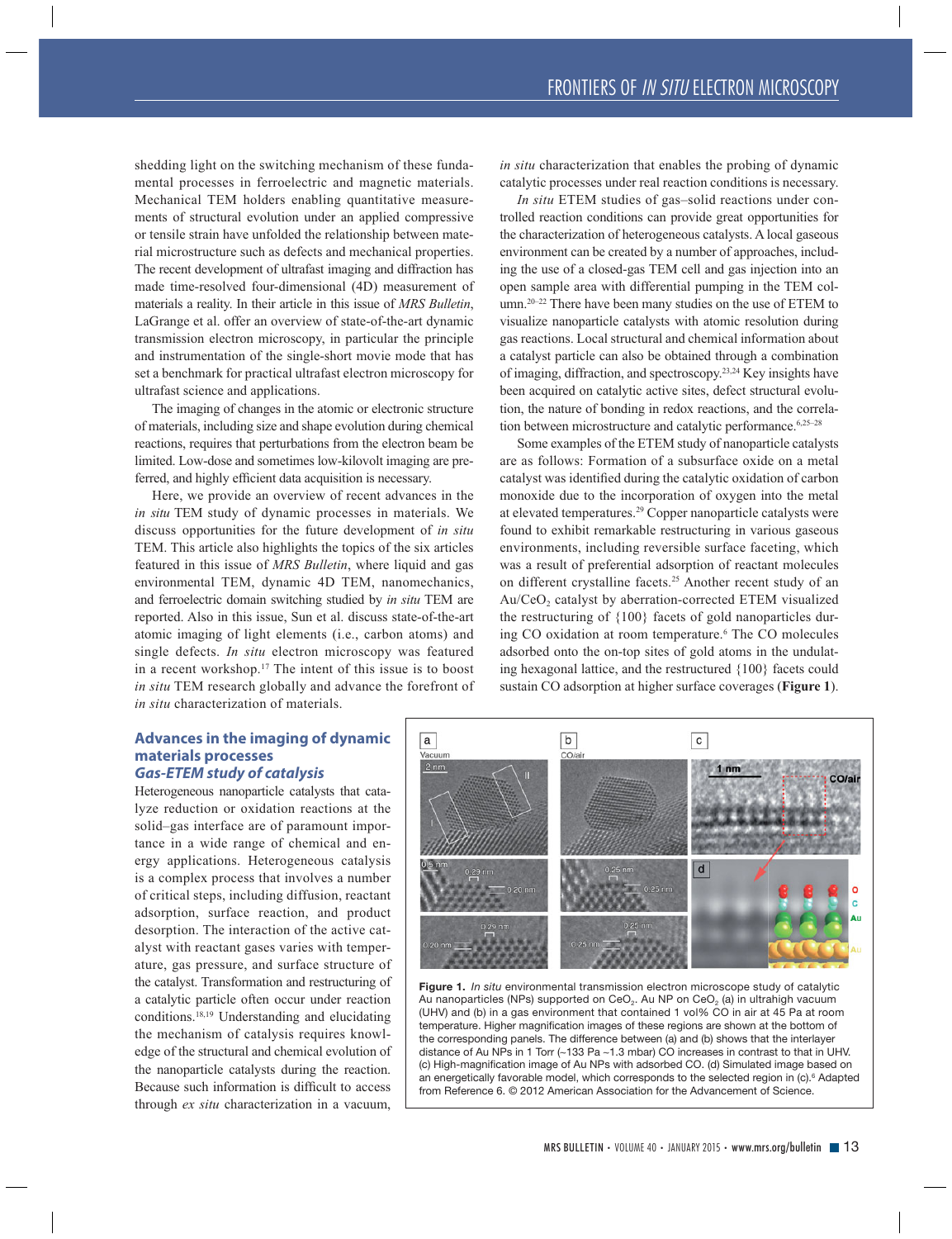shedding light on the switching mechanism of these fundamental processes in ferroelectric and magnetic materials. Mechanical TEM holders enabling quantitative measurements of structural evolution under an applied compressive or tensile strain have unfolded the relationship between material microstructure such as defects and mechanical properties. The recent development of ultrafast imaging and diffraction has made time-resolved four-dimensional (4D) measurement of materials a reality. In their article in this issue of *MRS Bulletin*, LaGrange et al. offer an overview of state-of-the-art dynamic transmission electron microscopy, in particular the principle and instrumentation of the single-short movie mode that has set a benchmark for practical ultrafast electron microscopy for ultrafast science and applications.

The imaging of changes in the atomic or electronic structure of materials, including size and shape evolution during chemical reactions, requires that perturbations from the electron beam be limited. Low-dose and sometimes low-kilovolt imaging are preferred, and highly efficient data acquisition is necessary.

Here, we provide an overview of recent advances in the *in situ* TEM study of dynamic processes in materials. We discuss opportunities for the future development of *in situ* TEM. This article also highlights the topics of the six articles featured in this issue of *MRS Bulletin*, where liquid and gas environmental TEM, dynamic 4D TEM, nanomechanics, and ferroelectric domain switching studied by *in situ* TEM are reported. Also in this issue, Sun et al. discuss state-of-the-art atomic imaging of light elements (i.e., carbon atoms) and single defects. *In situ* electron microscopy was featured in a recent workshop.[17] The intent of this issue is to boost *in situ* TEM research globally and advance the forefront of *in situ* characterization of materials.

## Advances in the imaging of dynamic materials processes

### *Gas-ETEM study of catalysis*

Heterogeneous nanoparticle catalysts that catalyze reduction or oxidation reactions at the solid–gas interface are of paramount importance in a wide range of chemical and energy applications. Heterogeneous catalysis is a complex process that involves a number of critical steps, including diffusion, reactant adsorption, surface reaction, and product desorption. The interaction of the active catalyst with reactant gases varies with temperature, gas pressure, and surface structure of the catalyst. Transformation and restructuring of a catalytic particle often occur under reaction conditions.[18,19] Understanding and elucidating the mechanism of catalysis requires knowledge of the structural and chemical evolution of the nanoparticle catalysts during the reaction. Because such information is difficult to access through *ex situ* characterization in a vacuum, *in situ* characterization that enables the probing of dynamic catalytic processes under real reaction conditions is necessary.

*In situ* ETEM studies of gas–solid reactions under controlled reaction conditions can provide great opportunities for the characterization of heterogeneous catalysts. A local gaseous environment can be created by a number of approaches, including the use of a closed-gas TEM cell and gas injection into an open sample area with differential pumping in the TEM column.[20–22] There have been many studies on the use of ETEM to visualize nanoparticle catalysts with atomic resolution during gas reactions. Local structural and chemical information about a catalyst particle can also be obtained through a combination of imaging, diffraction, and spectroscopy.[23,24] Key insights have been acquired on catalytic active sites, defect structural evolution, the nature of bonding in redox reactions, and the correlation between microstructure and catalytic performance.[6,25–28]

Some examples of the ETEM study of nanoparticle catalysts are as follows: Formation of a subsurface oxide on a metal catalyst was identified during the catalytic oxidation of carbon monoxide due to the incorporation of oxygen into the metal at elevated temperatures.[29] Copper nanoparticle catalysts were found to exhibit remarkable restructuring in various gaseous environments, including reversible surface faceting, which was a result of preferential adsorption of reactant molecules on different crystalline facets.[25] Another recent study of an $Au/CeO_2$ catalyst by aberration-corrected ETEM visualized the restructuring of {100} facets of gold nanoparticles during CO oxidation at room temperature.[6] The CO molecules adsorbed onto the on-top sites of gold atoms in the undulating hexagonal lattice, and the restructured {100} facets could sustain CO adsorption at higher surface coverages (**Figure 1**).

**Figure 1.** *In situ* environmental transmission electron microscope study of catalytic Au nanoparticles (NPs) supported on $CeO_2$. Au NP on $CeO_2$ (a) in ultrahigh vacuum (UHV) and (b) in a gas environment that contained 1 vol% CO in air at 45 Pa at room temperature. Higher magnification images of these regions are shown at the bottom of the corresponding panels. The difference between (a) and (b) shows that the interlayer distance of Au NPs in 1 Torr (~133 Pa ~1.3 mbar) CO increases in contrast to that in UHV. (c) High-magnification image of Au NPs with adsorbed CO. (d) Simulated image based on an energetically favorable model, which corresponds to the selected region in (c).[6] Adapted from Reference 6. © 2012 American Association for the Advancement of Science.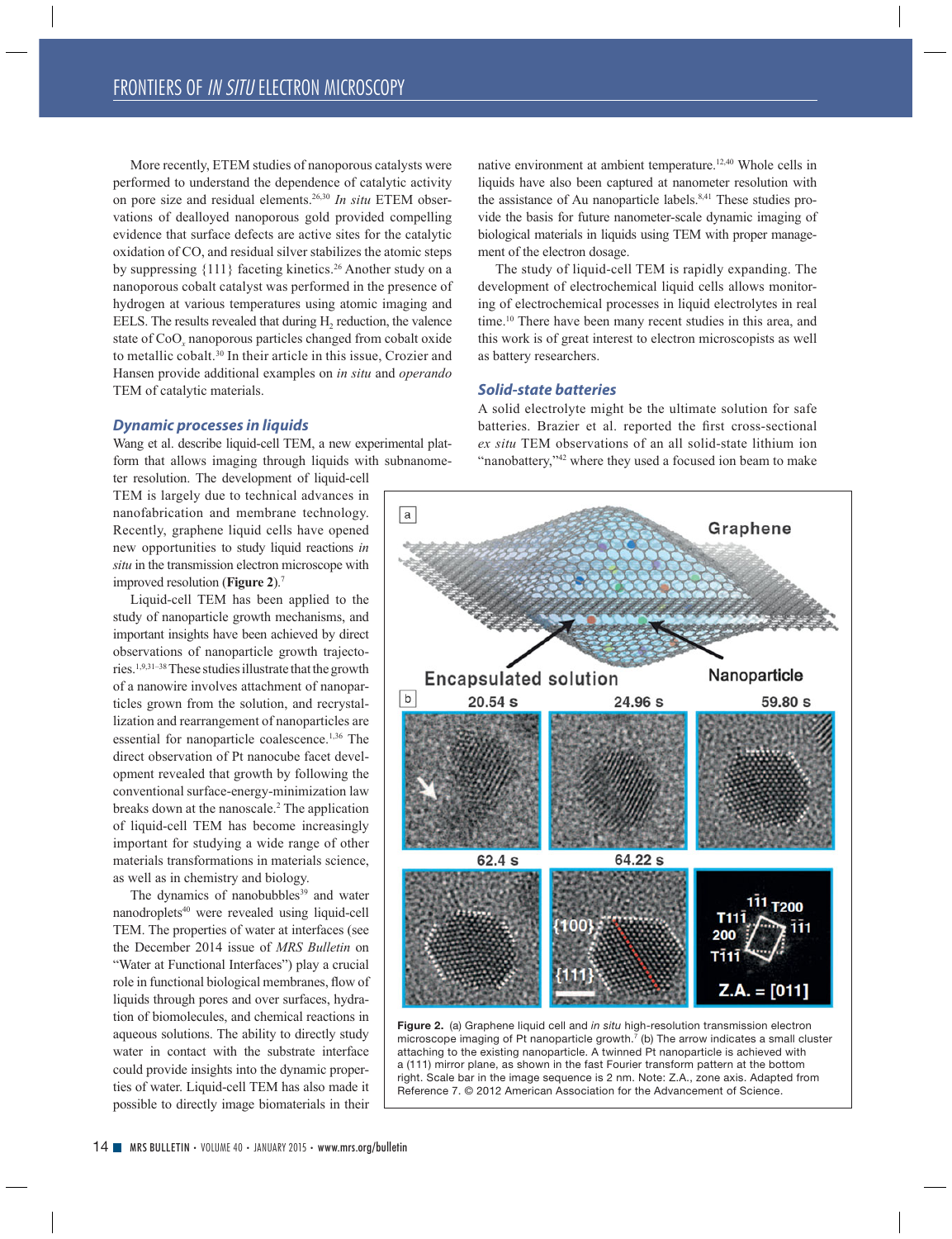More recently, ETEM studies of nanoporous catalysts were performed to understand the dependence of catalytic activity on pore size and residual elements.[26,30] *In situ* ETEM observations of dealloyed nanoporous gold provided compelling evidence that surface defects are active sites for the catalytic oxidation of CO, and residual silver stabilizes the atomic steps by suppressing {111} faceting kinetics.[26] Another study on a nanoporous cobalt catalyst was performed in the presence of hydrogen at various temperatures using atomic imaging and EELS. The results revealed that during $H_2$ reduction, the valence state of $CoO_x$ nanoporous particles changed from cobalt oxide to metallic cobalt.[30] In their article in this issue, Crozier and Hansen provide additional examples on *in situ* and *operando* TEM of catalytic materials.

### Dynamic processes in liquids

Wang et al. describe liquid-cell TEM, a new experimental platform that allows imaging through liquids with subnanometer resolution. The development of liquid-cell TEM is largely due to technical advances in nanofabrication and membrane technology. Recently, graphene liquid cells have opened new opportunities to study liquid reactions *in situ* in the transmission electron microscope with improved resolution (**Figure 2**).[7]

Liquid-cell TEM has been applied to the study of nanoparticle growth mechanisms, and important insights have been achieved by direct observations of nanoparticle growth trajectories.[1,9,31–38] These studies illustrate that the growth of a nanowire involves attachment of nanoparticles grown from the solution, and recrystallization and rearrangement of nanoparticles are essential for nanoparticle coalescence.[1,36] The direct observation of Pt nanocube facet development revealed that growth by following the conventional surface-energy-minimization law breaks down at the nanoscale.[2] The application of liquid-cell TEM has become increasingly important for studying a wide range of other materials transformations in materials science, as well as in chemistry and biology.

The dynamics of nanobubbles[39] and water nanodroplets[40] were revealed using liquid-cell TEM. The properties of water at interfaces (see the December 2014 issue of *MRS Bulletin* on "Water at Functional Interfaces") play a crucial role in functional biological membranes, flow of liquids through pores and over surfaces, hydration of biomolecules, and chemical reactions in aqueous solutions. The ability to directly study water in contact with the substrate interface could provide insights into the dynamic properties of water. Liquid-cell TEM has also made it possible to directly image biomaterials in their native environment at ambient temperature.[12,40] Whole cells in liquids have also been captured at nanometer resolution with the assistance of Au nanoparticle labels.[8,41] These studies provide the basis for future nanometer-scale dynamic imaging of biological materials in liquids using TEM with proper management of the electron dosage.

The study of liquid-cell TEM is rapidly expanding. The development of electrochemical liquid cells allows monitoring of electrochemical processes in liquid electrolytes in real time.[10] There have been many recent studies in this area, and this work is of great interest to electron microscopists as well as battery researchers.

### Solid-state batteries

A solid electrolyte might be the ultimate solution for safe batteries. Brazier et al. reported the first cross-sectional *ex situ* TEM observations of an all solid-state lithium ion "nanobattery,"[42] where they used a focused ion beam to make

**Figure 2.** (a) Graphene liquid cell and *in situ* high-resolution transmission electron microscope imaging of Pt nanoparticle growth.[7] (b) The arrow indicates a small cluster attaching to the existing nanoparticle. A twinned Pt nanoparticle is achieved with a (111) mirror plane, as shown in the fast Fourier transform pattern at the bottom right. Scale bar in the image sequence is 2 nm. Note: Z.A., zone axis. Adapted from Reference 7. © 2012 American Association for the Advancement of Science.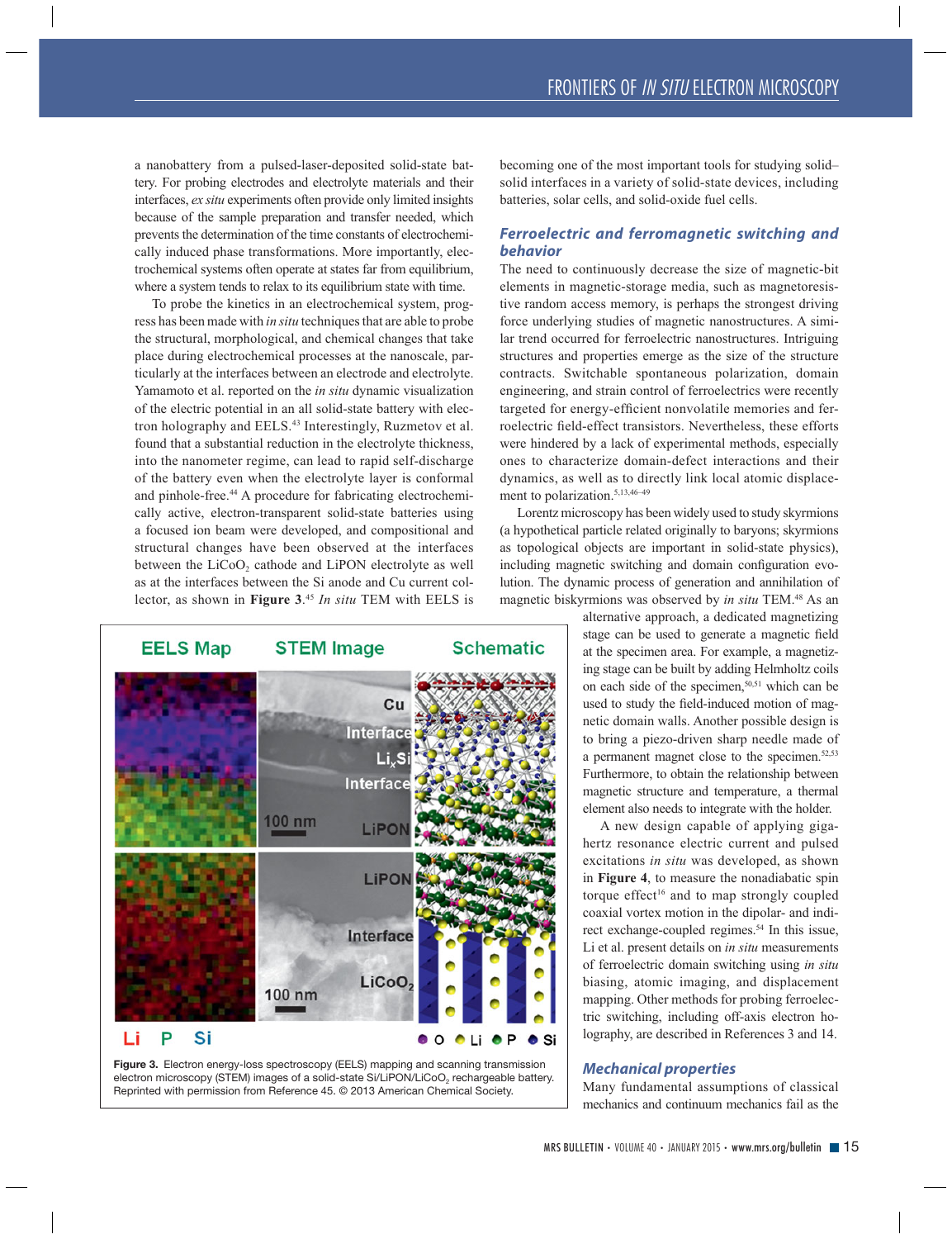a nanobattery from a pulsed-laser-deposited solid-state battery. For probing electrodes and electrolyte materials and their interfaces, *ex situ* experiments often provide only limited insights because of the sample preparation and transfer needed, which prevents the determination of the time constants of electrochemically induced phase transformations. More importantly, electrochemical systems often operate at states far from equilibrium, where a system tends to relax to its equilibrium state with time.

To probe the kinetics in an electrochemical system, progress has been made with *in situ* techniques that are able to probe the structural, morphological, and chemical changes that take place during electrochemical processes at the nanoscale, particularly at the interfaces between an electrode and electrolyte. Yamamoto et al. reported on the *in situ* dynamic visualization of the electric potential in an all solid-state battery with electron holography and EELS.[43] Interestingly, Ruzmetov et al. found that a substantial reduction in the electrolyte thickness, into the nanometer regime, can lead to rapid self-discharge of the battery even when the electrolyte layer is conformal and pinhole-free.[44] A procedure for fabricating electrochemically active, electron-transparent solid-state batteries using a focused ion beam were developed, and compositional and structural changes have been observed at the interfaces between the $LiCoO_2$ cathode and LiPON electrolyte as well as at the interfaces between the Si anode and Cu current collector, as shown in **Figure 3**.[45] *In situ* TEM with EELS is becoming one of the most important tools for studying solid–solid interfaces in a variety of solid-state devices, including batteries, solar cells, and solid-oxide fuel cells.

**Figure 3.** Electron energy-loss spectroscopy (EELS) mapping and scanning transmission electron microscopy (STEM) images of a solid-state Si/LiPON/$LiCoO_2$ rechargeable battery. Reprinted with permission from Reference 45. © 2013 American Chemical Society.

### *Ferroelectric and ferromagnetic switching and behavior*

The need to continuously decrease the size of magnetic-bit elements in magnetic-storage media, such as magnetoresistive random access memory, is perhaps the strongest driving force underlying studies of magnetic nanostructures. A similar trend occurred for ferroelectric nanostructures. Intriguing structures and properties emerge as the size of the structure contracts. Switchable spontaneous polarization, domain engineering, and strain control of ferroelectrics were recently targeted for energy-efficient nonvolatile memories and ferroelectric field-effect transistors. Nevertheless, these efforts were hindered by a lack of experimental methods, especially ones to characterize domain-defect interactions and their dynamics, as well as to directly link local atomic displacement to polarization.[5,13,46–49]

Lorentz microscopy has been widely used to study skyrmions (a hypothetical particle related originally to baryons; skyrmions as topological objects are important in solid-state physics), including magnetic switching and domain configuration evolution. The dynamic process of generation and annihilation of magnetic biskyrmions was observed by *in situ* TEM.[48] As an alternative approach, a dedicated magnetizing stage can be used to generate a magnetic field at the specimen area. For example, a magnetizing stage can be built by adding Helmholtz coils on each side of the specimen,[50,51] which can be used to study the field-induced motion of magnetic domain walls. Another possible design is to bring a piezo-driven sharp needle made of a permanent magnet close to the specimen.[52,53] Furthermore, to obtain the relationship between magnetic structure and temperature, a thermal element also needs to integrate with the holder.

A new design capable of applying gigahertz resonance electric current and pulsed excitations *in situ* was developed, as shown in **Figure 4**, to measure the nonadiabatic spin torque effect[16] and to map strongly coupled coaxial vortex motion in the dipolar- and indirect exchange-coupled regimes.[54] In this issue, Li et al. present details on *in situ* measurements of ferroelectric domain switching using *in situ* biasing, atomic imaging, and displacement mapping. Other methods for probing ferroelectric switching, including off-axis electron holography, are described in References 3 and 14.

### *Mechanical properties*

Many fundamental assumptions of classical mechanics and continuum mechanics fail as the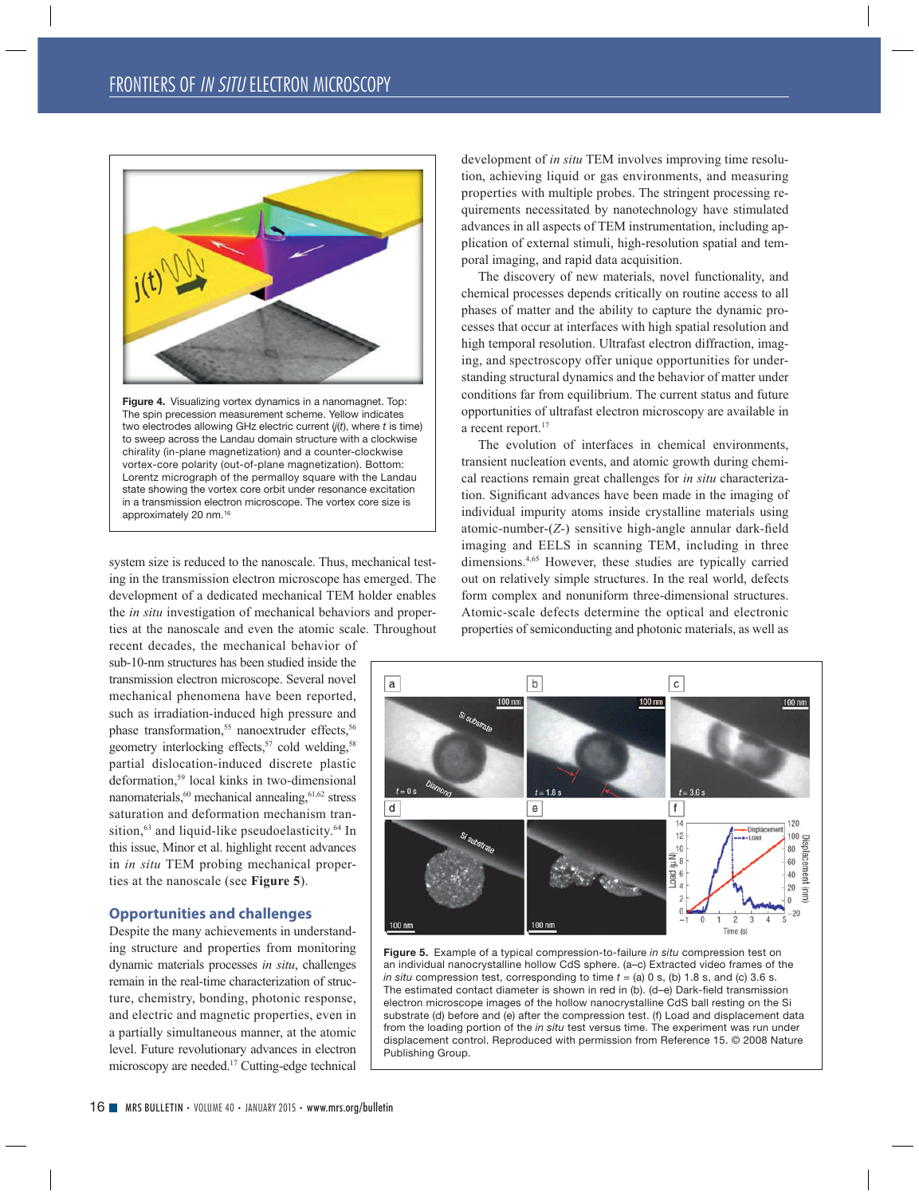Figure 4. Visualizing vortex dynamics in a nanomagnet. Top: The spin precession measurement scheme. Yellow indicates two electrodes allowing GHz electric current ($j(t)$, where $t$ is time) to sweep across the Landau domain structure with a clockwise chirality (in-plane magnetization) and a counter-clockwise vortex-core polarity (out-of-plane magnetization). Bottom: Lorentz micrograph of the permalloy square with the Landau state showing the vortex core orbit under resonance excitation in a transmission electron microscope. The vortex core size is approximately 20 nm.[16]

system size is reduced to the nanoscale. Thus, mechanical testing in the transmission electron microscope has emerged. The development of a dedicated mechanical TEM holder enables the *in situ* investigation of mechanical behaviors and properties at the nanoscale and even the atomic scale. Throughout recent decades, the mechanical behavior of sub-10-nm structures has been studied inside the transmission electron microscope. Several novel mechanical phenomena have been reported, such as irradiation-induced high pressure and phase transformation,[55] nanoextruder effects,[56] geometry interlocking effects,[57] cold welding,[58] partial dislocation-induced discrete plastic deformation,[59] local kinks in two-dimensional nanomaterials,[60] mechanical annealing,[61,62] stress saturation and deformation mechanism transition,[63] and liquid-like pseudoelasticity.[64] In this issue, Minor et al. highlight recent advances in *in situ* TEM probing mechanical properties at the nanoscale (see **Figure 5**).

## Opportunities and challenges

Despite the many achievements in understanding structure and properties from monitoring dynamic materials processes *in situ*, challenges remain in the real-time characterization of structure, chemistry, bonding, photonic response, and electric and magnetic properties, even in a partially simultaneous manner, at the atomic level. Future revolutionary advances in electron microscopy are needed.[17] Cutting-edge technical development of *in situ* TEM involves improving time resolution, achieving liquid or gas environments, and measuring properties with multiple probes. The stringent processing requirements necessitated by nanotechnology have stimulated advances in all aspects of TEM instrumentation, including application of external stimuli, high-resolution spatial and temporal imaging, and rapid data acquisition.

The discovery of new materials, novel functionality, and chemical processes depends critically on routine access to all phases of matter and the ability to capture the dynamic processes that occur at interfaces with high spatial resolution and high temporal resolution. Ultrafast electron diffraction, imaging, and spectroscopy offer unique opportunities for understanding structural dynamics and the behavior of matter under conditions far from equilibrium. The current status and future opportunities of ultrafast electron microscopy are available in a recent report.[17]

The evolution of interfaces in chemical environments, transient nucleation events, and atomic growth during chemical reactions remain great challenges for *in situ* characterization. Significant advances have been made in the imaging of individual impurity atoms inside crystalline materials using atomic-number-($Z$-) sensitive high-angle annular dark-field imaging and EELS in scanning TEM, including in three dimensions.[4,65] However, these studies are typically carried out on relatively simple structures. In the real world, defects form complex and nonuniform three-dimensional structures. Atomic-scale defects determine the optical and electronic properties of semiconducting and photonic materials, as well as

Figure 5. Example of a typical compression-to-failure *in situ* compression test on an individual nanocrystalline hollow CdS sphere. (a–c) Extracted video frames of the *in situ* compression test, corresponding to time $t$ = (a) 0 s, (b) 1.8 s, and (c) 3.6 s. The estimated contact diameter is shown in red in (b). (d–e) Dark-field transmission electron microscope images of the hollow nanocrystalline CdS ball resting on the Si substrate (d) before and (e) after the compression test. (f) Load and displacement data from the loading portion of the *in situ* test versus time. The experiment was run under displacement control. Reproduced with permission from Reference 15. © 2008 Nature Publishing Group.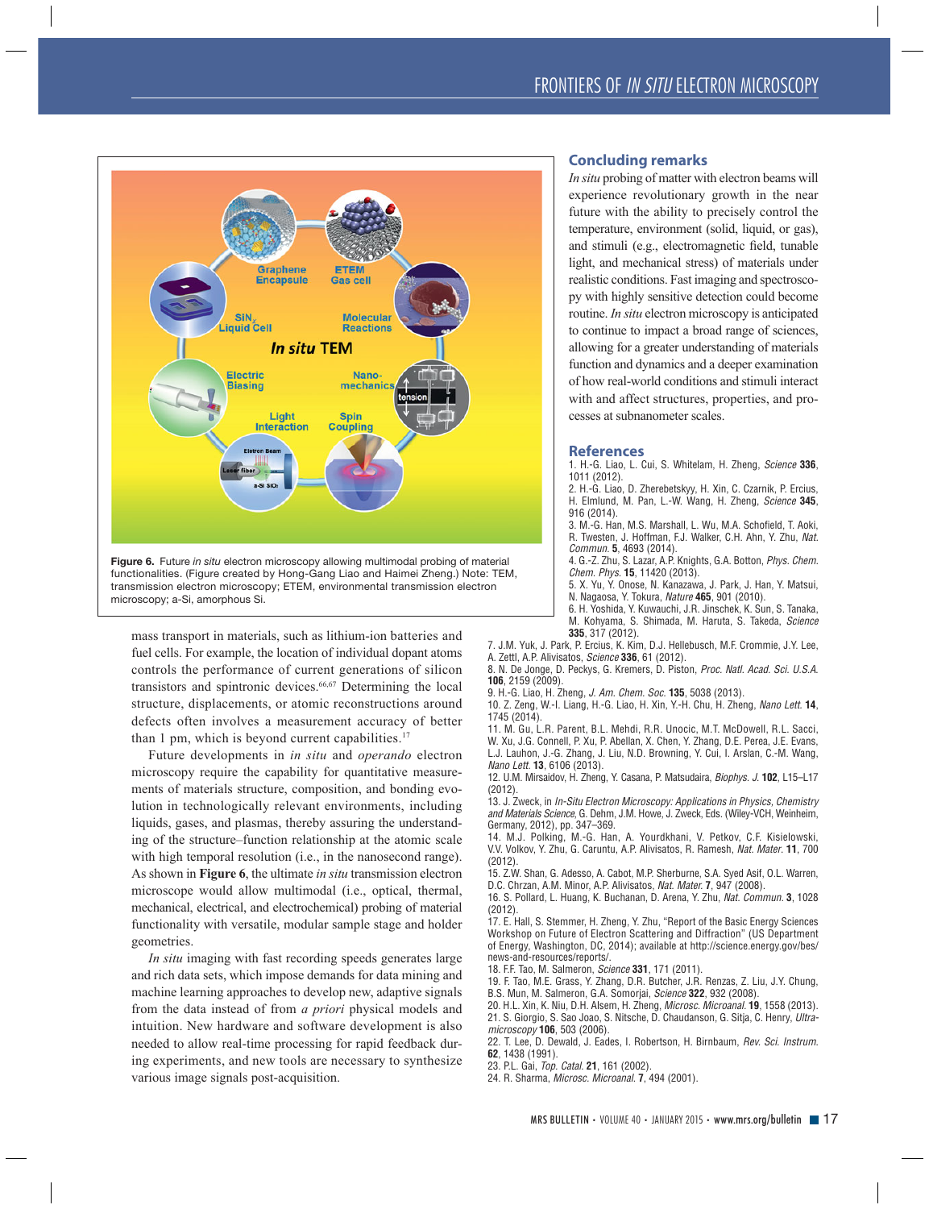Figure 6. Future *in situ* electron microscopy allowing multimodal probing of material functionalities. (Figure created by Hong-Gang Liao and Haimei Zheng.) Note: TEM, transmission electron microscopy; ETEM, environmental transmission electron microscopy; a-Si, amorphous Si.

mass transport in materials, such as lithium-ion batteries and fuel cells. For example, the location of individual dopant atoms controls the performance of current generations of silicon transistors and spintronic devices.[66,67] Determining the local structure, displacements, or atomic reconstructions around defects often involves a measurement accuracy of better than 1 pm, which is beyond current capabilities.[17]

Future developments in *in situ* and *operando* electron microscopy require the capability for quantitative measurements of materials structure, composition, and bonding evolution in technologically relevant environments, including liquids, gases, and plasmas, thereby assuring the understanding of the structure–function relationship at the atomic scale with high temporal resolution (i.e., in the nanosecond range). As shown in **Figure 6**, the ultimate *in situ* transmission electron microscope would allow multimodal (i.e., optical, thermal, mechanical, electrical, and electrochemical) probing of material functionality with versatile, modular sample stage and holder geometries.

*In situ* imaging with fast recording speeds generates large and rich data sets, which impose demands for data mining and machine learning approaches to develop new, adaptive signals from the data instead of from *a priori* physical models and intuition. New hardware and software development is also needed to allow real-time processing for rapid feedback during experiments, and new tools are necessary to synthesize various image signals post-acquisition.

## Concluding remarks

*In situ* probing of matter with electron beams will experience revolutionary growth in the near future with the ability to precisely control the temperature, environment (solid, liquid, or gas), and stimuli (e.g., electromagnetic field, tunable light, and mechanical stress) of materials under realistic conditions. Fast imaging and spectroscopy with highly sensitive detection could become routine. *In situ* electron microscopy is anticipated to continue to impact a broad range of sciences, allowing for a greater understanding of materials function and dynamics and a deeper examination of how real-world conditions and stimuli interact with and affect structures, properties, and processes at subnanometer scales.

## References

1. H.-G. Liao, L. Cui, S. Whitelam, H. Zheng, *Science* **336**, 1011 (2012).
2. H.-G. Liao, D. Zherebetskyy, H. Xin, C. Czarnik, P. Ercius, H. Elmlund, M. Pan, L.-W. Wang, H. Zheng, *Science* **345**, 916 (2014).
3. M.-G. Han, M.S. Marshall, L. Wu, M.A. Schofield, T. Aoki, R. Twesten, J. Hoffman, F.J. Walker, C.H. Ahn, Y. Zhu, *Nat. Commun.* **5**, 4693 (2014).
4. G.-Z. Zhu, S. Lazar, A.P. Knights, G.A. Botton, *Phys. Chem. Chem. Phys.* **15**, 11420 (2013).
5. X. Yu, Y. Onose, N. Kanazawa, J. Park, J. Han, Y. Matsui, N. Nagaosa, Y. Tokura, *Nature* **465**, 901 (2010).
6. H. Yoshida, Y. Kuwauchi, J.R. Jinschek, K. Sun, S. Tanaka, M. Kohyama, S. Shimada, M. Haruta, S. Takeda, *Science* **335**, 317 (2012).
7. J.M. Yuk, J. Park, P. Ercius, K. Kim, D.J. Hellebusch, M.F. Crommie, J.Y. Lee, A. Zettl, A.P. Alivisatos, *Science* **336**, 61 (2012).
8. N. De Jonge, D. Peckys, G. Kremers, D. Piston, *Proc. Natl. Acad. Sci. U.S.A.* **106**, 2159 (2009).
9. H.-G. Liao, H. Zheng, *J. Am. Chem. Soc.* **135**, 5038 (2013).
10. Z. Zeng, W.-I. Liang, H.-G. Liao, H. Xin, Y.-H. Chu, H. Zheng, *Nano Lett.* **14**, 1745 (2014).
11. M. Gu, L.R. Parent, B.L. Mehdi, R.R. Unocic, M.T. McDowell, R.L. Sacci, W. Xu, J.G. Connell, P. Xu, P. Abellan, X. Chen, Y. Zhang, D.E. Perea, J.E. Evans, L.J. Lauhon, J.-G. Zhang, J. Liu, N.D. Browning, Y. Cui, I. Arslan, C.-M. Wang, *Nano Lett.* **13**, 6106 (2013).
12. U.M. Mirsaidov, H. Zheng, Y. Casana, P. Matsudaira, *Biophys. J.* **102**, L15–L17 (2012).
13. J. Zweck, in *In-Situ Electron Microscopy: Applications in Physics, Chemistry and Materials Science*, G. Dehm, J.M. Howe, J. Zweck, Eds. (Wiley-VCH, Weinheim, Germany, 2012), pp. 347–369.
14. M.J. Polking, M.-G. Han, A. Yourdkhani, V. Petkov, C.F. Kisielowski, V.V. Volkov, Y. Zhu, G. Caruntu, A.P. Alivisatos, R. Ramesh, *Nat. Mater.* **11**, 700 (2012).
15. Z.W. Shan, G. Adesso, A. Cabot, M.P. Sherburne, S.A. Syed Asif, O.L. Warren, D.C. Chrzan, A.M. Minor, A.P. Alivisatos, *Nat. Mater.* **7**, 947 (2008).
16. S. Pollard, L. Huang, K. Buchanan, D. Arena, Y. Zhu, *Nat. Commun.* **3**, 1028 (2012).
17. E. Hall, S. Stemmer, H. Zheng, Y. Zhu, "Report of the Basic Energy Sciences Workshop on Future of Electron Scattering and Diffraction" (US Department of Energy, Washington, DC, 2014); available at http://science.energy.gov/bes/news-and-resources/reports/.
18. F.F. Tao, M. Salmeron, *Science* **331**, 171 (2011).
19. F. Tao, M.E. Grass, Y. Zhang, D.R. Butcher, J.R. Renzas, Z. Liu, J.Y. Chung, B.S. Mun, M. Salmeron, G.A. Somorjai, *Science* **322**, 932 (2008).
20. H.L. Xin, K. Niu, D.H. Alsem, H. Zheng, *Microsc. Microanal.* **19**, 1558 (2013).
21. S. Giorgio, S. Sao Joao, S. Nitsche, D. Chaudanson, G. Sitja, C. Henry, *Ultramicroscopy* **106**, 503 (2006).
22. T. Lee, D. Dewald, J. Eades, I. Robertson, H. Birnbaum, *Rev. Sci. Instrum.* **62**, 1438 (1991).
23. P.L. Gai, *Top. Catal.* **21**, 161 (2002).
24. R. Sharma, *Microsc. Microanal.* **7**, 494 (2001).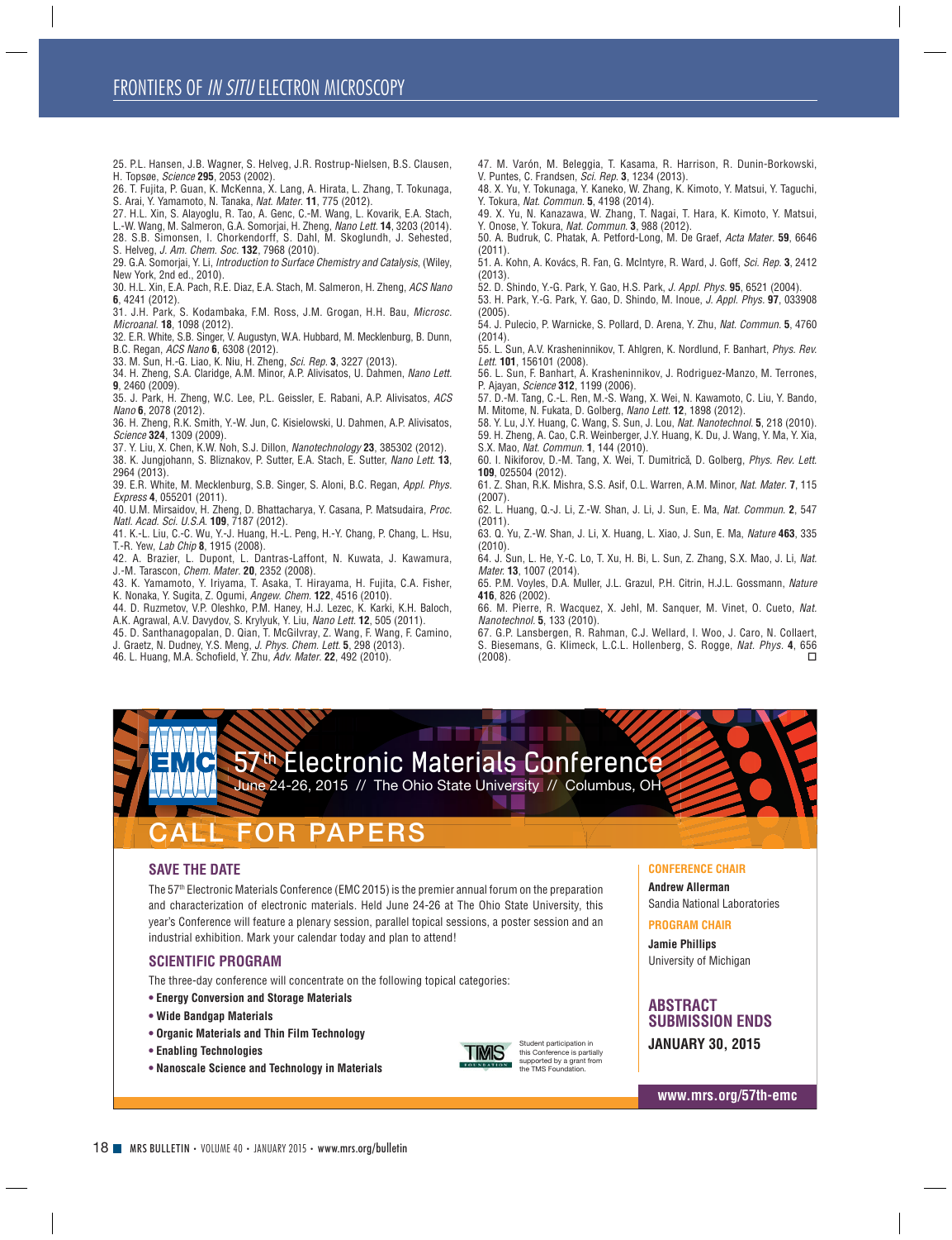25. P.L. Hansen, J.B. Wagner, S. Helveg, J.R. Rostrup-Nielsen, B.S. Clausen, H. Topsøe, *Science* **295**, 2053 (2002).
26. T. Fujita, P. Guan, K. McKenna, X. Lang, A. Hirata, L. Zhang, T. Tokunaga, S. Arai, Y. Yamamoto, N. Tanaka, *Nat. Mater.* **11**, 775 (2012).
27. H.L. Xin, S. Alayoglu, R. Tao, A. Genc, C.-M. Wang, L. Kovarik, E.A. Stach, L.-W. Wang, M. Salmeron, G.A. Somorjai, H. Zheng, *Nano Lett.* **14**, 3203 (2014).
28. S.B. Simonsen, I. Chorkendorff, S. Dahl, M. Skoglundh, J. Sehested, S. Helveg, *J. Am. Chem. Soc.* **132**, 7968 (2010).
29. G.A. Somorjai, Y. Li, *Introduction to Surface Chemistry and Catalysis*, (Wiley, New York, 2nd ed., 2010).
30. H.L. Xin, E.A. Pach, R.E. Diaz, E.A. Stach, M. Salmeron, H. Zheng, *ACS Nano* **6**, 4241 (2012).
31. J.H. Park, S. Kodambaka, F.M. Ross, J.M. Grogan, H.H. Bau, *Microsc. Microanal.* **18**, 1098 (2012).
32. E.R. White, S.B. Singer, V. Augustyn, W.A. Hubbard, M. Mecklenburg, B. Dunn, B.C. Regan, *ACS Nano* **6**, 6308 (2012).
33. M. Sun, H.-G. Liao, K. Niu, H. Zheng, *Sci. Rep.* **3**, 3227 (2013).
34. H. Zheng, S.A. Claridge, A.M. Minor, A.P. Alivisatos, U. Dahmen, *Nano Lett.* **9**, 2460 (2009).
35. J. Park, H. Zheng, W.C. Lee, P.L. Geissler, E. Rabani, A.P. Alivisatos, *ACS Nano* **6**, 2078 (2012).
36. H. Zheng, R.K. Smith, Y.-W. Jun, C. Kisielowski, U. Dahmen, A.P. Alivisatos, *Science* **324**, 1309 (2009).
37. Y. Liu, X. Chen, K.W. Noh, S.J. Dillon, *Nanotechnology* **23**, 385302 (2012).
38. K. Jungjohann, S. Bliznakov, P. Sutter, E.A. Stach, E. Sutter, *Nano Lett.* **13**, 2964 (2013).
39. E.R. White, M. Mecklenburg, S.B. Singer, S. Aloni, B.C. Regan, *Appl. Phys. Express* **4**, 055201 (2011).
40. U.M. Mirsaidov, H. Zheng, D. Bhattacharya, Y. Casana, P. Matsudaira, *Proc. Natl. Acad. Sci. U.S.A.* **109**, 7187 (2012).
41. K.-L. Liu, C.-C. Wu, Y.-J. Huang, H.-L. Peng, H.-Y. Chang, P. Chang, L. Hsu, T.-R. Yew, *Lab Chip* **8**, 1915 (2008).
42. A. Brazier, L. Dupont, L. Dantras-Laffont, N. Kuwata, J. Kawamura, J.-M. Tarascon, *Chem. Mater.* **20**, 2352 (2008).
43. K. Yamamoto, Y. Iriyama, T. Asaka, T. Hirayama, H. Fujita, C.A. Fisher, K. Nonaka, Y. Sugita, Z. Ogumi, *Angew. Chem.* **122**, 4516 (2010).
44. D. Ruzmetov, V.P. Oleshko, P.M. Haney, H.J. Lezec, K. Karki, K.H. Baloch, A.K. Agrawal, A.V. Davydov, S. Krylyuk, Y. Liu, *Nano Lett.* **12**, 505 (2011).
45. D. Santhanagopalan, D. Qian, T. McGilvray, Z. Wang, F. Wang, F. Camino, J. Graetz, N. Dudney, Y.S. Meng, *J. Phys. Chem. Lett.* **5**, 298 (2013).
46. L. Huang, M.A. Schofield, Y. Zhu, *Adv. Mater.* **22**, 492 (2010).
47. M. Varón, M. Beleggia, T. Kasama, R. Harrison, R. Dunin-Borkowski, V. Puntes, C. Frandsen, *Sci. Rep.* **3**, 1234 (2013).
48. X. Yu, Y. Tokunaga, Y. Kaneko, W. Zhang, K. Kimoto, Y. Matsui, Y. Taguchi, Y. Tokura, *Nat. Commun.* **5**, 4198 (2014).
49. X. Yu, N. Kanazawa, W. Zhang, T. Nagai, T. Hara, K. Kimoto, Y. Matsui, Y. Onose, Y. Tokura, *Nat. Commun.* **3**, 988 (2012).
50. A. Budruk, C. Phatak, A. Petford-Long, M. De Graef, *Acta Mater.* **59**, 6646 (2011).
51. A. Kohn, A. Kovács, R. Fan, G. McIntyre, R. Ward, J. Goff, *Sci. Rep.* **3**, 2412 (2013).
52. D. Shindo, Y.-G. Park, Y. Gao, H.S. Park, *J. Appl. Phys.* **95**, 6521 (2004).
53. H. Park, Y.-G. Park, Y. Gao, D. Shindo, M. Inoue, *J. Appl. Phys.* **97**, 033908 (2005).
54. J. Pulecio, P. Warnicke, S. Pollard, D. Arena, Y. Zhu, *Nat. Commun.* **5**, 4760 (2014).
55. L. Sun, A.V. Krasheninnikov, T. Ahlgren, K. Nordlund, F. Banhart, *Phys. Rev. Lett.* **101**, 156101 (2008).
56. L. Sun, F. Banhart, A. Krasheninnikov, J. Rodriguez-Manzo, M. Terrones, P. Ajayan, *Science* **312**, 1199 (2006).
57. D.-M. Tang, C.-L. Ren, M.-S. Wang, X. Wei, N. Kawamoto, C. Liu, Y. Bando, M. Mitome, N. Fukata, D. Golberg, *Nano Lett.* **12**, 1898 (2012).
58. Y. Lu, J.Y. Huang, C. Wang, S. Sun, J. Lou, *Nat. Nanotechnol.* **5**, 218 (2010).
59. H. Zheng, A. Cao, C.R. Weinberger, J.Y. Huang, K. Du, J. Wang, Y. Ma, Y. Xia, S.X. Mao, *Nat. Commun.* **1**, 144 (2010).
60. I. Nikiforov, D.-M. Tang, X. Wei, T. Dumitrică, D. Golberg, *Phys. Rev. Lett.* **109**, 025504 (2012).
61. Z. Shan, R.K. Mishra, S.S. Asif, O.L. Warren, A.M. Minor, *Nat. Mater.* **7**, 115 (2007).
62. L. Huang, Q.-J. Li, Z.-W. Shan, J. Li, J. Sun, E. Ma, *Nat. Commun.* **2**, 547 (2011).
63. Q. Yu, Z.-W. Shan, J. Li, X. Huang, L. Xiao, J. Sun, E. Ma, *Nature* **463**, 335 (2010).
64. J. Sun, L. He, Y.-C. Lo, T. Xu, H. Bi, L. Sun, Z. Zhang, S.X. Mao, J. Li, *Nat. Mater.* **13**, 1007 (2014).
65. P.M. Voyles, D.A. Muller, J.L. Grazul, P.H. Citrin, H.J.L. Gossmann, *Nature* **416**, 826 (2002).
66. M. Pierre, R. Wacquez, X. Jehl, M. Sanquer, M. Vinet, O. Cueto, *Nat. Nanotechnol.* **5**, 133 (2010).
67. G.P. Lansbergen, R. Rahman, C.J. Wellard, I. Woo, J. Caro, N. Collaert, S. Biesemans, G. Klimeck, L.C.L. Hollenberg, S. Rogge, *Nat. Phys.* **4**, 656 (2008).

# EMC 57th Electronic Materials Conference

June 24-26, 2015 // The Ohio State University // Columbus, OH

## CALL FOR PAPERS

### SAVE THE DATE

The 57th Electronic Materials Conference (EMC 2015) is the premier annual forum on the preparation and characterization of electronic materials. Held June 24-26 at The Ohio State University, this year's Conference will feature a plenary session, parallel topical sessions, a poster session and an industrial exhibition. Mark your calendar today and plan to attend!

### SCIENTIFIC PROGRAM

The three-day conference will concentrate on the following topical categories:

- **Energy Conversion and Storage Materials**
- **Wide Bandgap Materials**
- **Organic Materials and Thin Film Technology**
- **Enabling Technologies**
- **Nanoscale Science and Technology in Materials**

TMS FOUNDATION — Student participation in this Conference is partially supported by a grant from the TMS Foundation.

### CONFERENCE CHAIR

**Andrew Allerman**
Sandia National Laboratories

### PROGRAM CHAIR

**Jamie Phillips**
University of Michigan

### ABSTRACT SUBMISSION ENDS

**JANUARY 30, 2015**

**www.mrs.org/57th-emc**